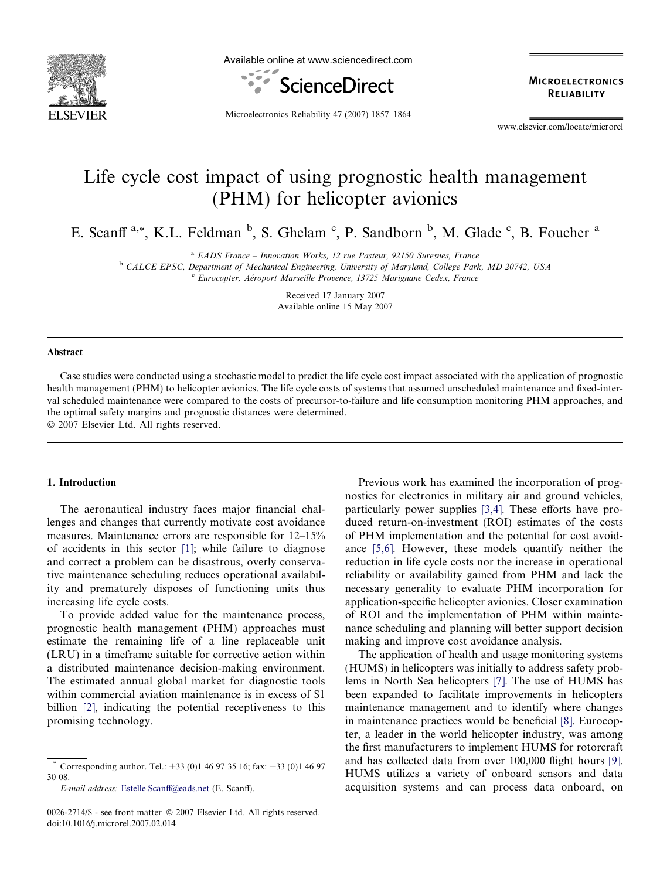# Life cycle cost impact of using prognostic health management (PHM) for helicopter avionics

E. Scanff [a,*], K.L. Feldman [b], S. Ghelam [c], P. Sandborn [b], M. Glade [c], B. Foucher [a]

[a] EADS France – Innovation Works, 12 rue Pasteur, 92150 Suresnes, France

[b] CALCE EPSC, Department of Mechanical Engineering, University of Maryland, College Park, MD 20742, USA

[c] Eurocopter, Aéroport Marseille Provence, 13725 Marignane Cedex, France

Received 17 January 2007
Available online 15 May 2007

## Abstract

Case studies were conducted using a stochastic model to predict the life cycle cost impact associated with the application of prognostic health management (PHM) to helicopter avionics. The life cycle costs of systems that assumed unscheduled maintenance and fixed-interval scheduled maintenance were compared to the costs of precursor-to-failure and life consumption monitoring PHM approaches, and the optimal safety margins and prognostic distances were determined.

© 2007 Elsevier Ltd. All rights reserved.

## 1. Introduction

The aeronautical industry faces major financial challenges and changes that currently motivate cost avoidance measures. Maintenance errors are responsible for 12–15% of accidents in this sector [1]; while failure to diagnose and correct a problem can be disastrous, overly conservative maintenance scheduling reduces operational availability and prematurely disposes of functioning units thus increasing life cycle costs.

To provide added value for the maintenance process, prognostic health management (PHM) approaches must estimate the remaining life of a line replaceable unit (LRU) in a timeframe suitable for corrective action within a distributed maintenance decision-making environment. The estimated annual global market for diagnostic tools within commercial aviation maintenance is in excess of $1 billion [2], indicating the potential receptiveness to this promising technology.

Previous work has examined the incorporation of prognostics for electronics in military air and ground vehicles, particularly power supplies [3,4]. These efforts have produced return-on-investment (ROI) estimates of the costs of PHM implementation and the potential for cost avoidance [5,6]. However, these models quantify neither the reduction in life cycle costs nor the increase in operational reliability or availability gained from PHM and lack the necessary generality to evaluate PHM incorporation for application-specific helicopter avionics. Closer examination of ROI and the implementation of PHM within maintenance scheduling and planning will better support decision making and improve cost avoidance analysis.

The application of health and usage monitoring systems (HUMS) in helicopters was initially to address safety problems in North Sea helicopters [7]. The use of HUMS has been expanded to facilitate improvements in helicopters maintenance management and to identify where changes in maintenance practices would be beneficial [8]. Eurocopter, a leader in the world helicopter industry, was among the first manufacturers to implement HUMS for rotorcraft and has collected data from over 100,000 flight hours [9]. HUMS utilizes a variety of onboard sensors and data acquisition systems and can process data onboard, on

* Corresponding author. Tel.: +33 (0)1 46 97 35 16; fax: +33 (0)1 46 97 30 08.
*E-mail address:* Estelle.Scanff@eads.net (E. Scanff).

0026-2714/$ - see front matter © 2007 Elsevier Ltd. All rights reserved.
doi:10.1016/j.microrel.2007.02.014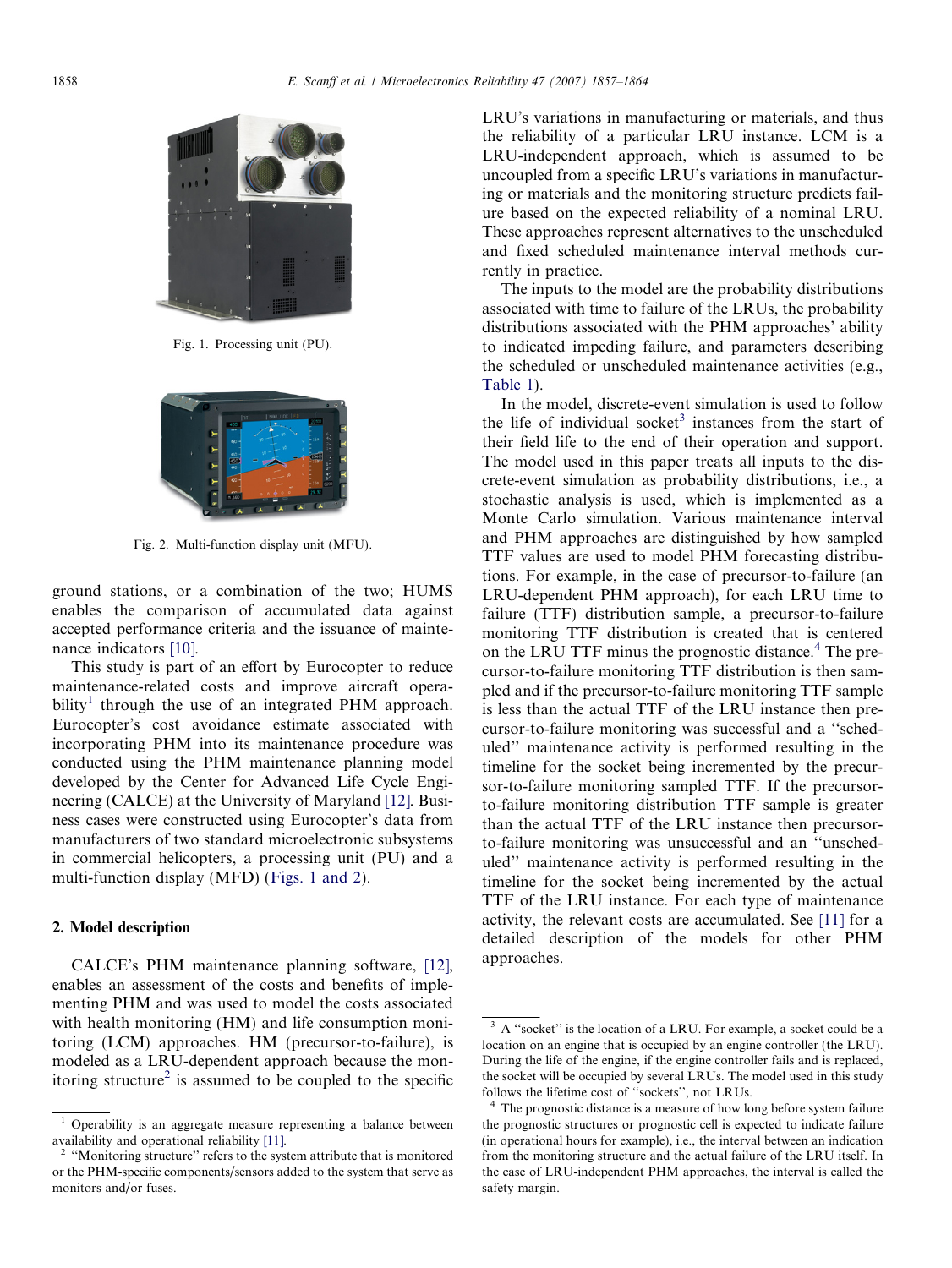Fig. 1. Processing unit (PU).

Fig. 2. Multi-function display unit (MFU).

ground stations, or a combination of the two; HUMS enables the comparison of accumulated data against accepted performance criteria and the issuance of maintenance indicators [10].

This study is part of an effort by Eurocopter to reduce maintenance-related costs and improve aircraft operability[1] through the use of an integrated PHM approach. Eurocopter's cost avoidance estimate associated with incorporating PHM into its maintenance procedure was conducted using the PHM maintenance planning model developed by the Center for Advanced Life Cycle Engineering (CALCE) at the University of Maryland [12]. Business cases were constructed using Eurocopter's data from manufacturers of two standard microelectronic subsystems in commercial helicopters, a processing unit (PU) and a multi-function display (MFD) (Figs. 1 and 2).

## 2. Model description

CALCE's PHM maintenance planning software, [12], enables an assessment of the costs and benefits of implementing PHM and was used to model the costs associated with health monitoring (HM) and life consumption monitoring (LCM) approaches. HM (precursor-to-failure), is modeled as a LRU-dependent approach because the monitoring structure[2] is assumed to be coupled to the specific LRU's variations in manufacturing or materials, and thus the reliability of a particular LRU instance. LCM is a LRU-independent approach, which is assumed to be uncoupled from a specific LRU's variations in manufacturing or materials and the monitoring structure predicts failure based on the expected reliability of a nominal LRU. These approaches represent alternatives to the unscheduled and fixed scheduled maintenance interval methods currently in practice.

The inputs to the model are the probability distributions associated with time to failure of the LRUs, the probability distributions associated with the PHM approaches' ability to indicated impeding failure, and parameters describing the scheduled or unscheduled maintenance activities (e.g., Table 1).

In the model, discrete-event simulation is used to follow the life of individual socket[3] instances from the start of their field life to the end of their operation and support. The model used in this paper treats all inputs to the discrete-event simulation as probability distributions, i.e., a stochastic analysis is used, which is implemented as a Monte Carlo simulation. Various maintenance interval and PHM approaches are distinguished by how sampled TTF values are used to model PHM forecasting distributions. For example, in the case of precursor-to-failure (an LRU-dependent PHM approach), for each LRU time to failure (TTF) distribution sample, a precursor-to-failure monitoring TTF distribution is created that is centered on the LRU TTF minus the prognostic distance.[4] The precursor-to-failure monitoring TTF distribution is then sampled and if the precursor-to-failure monitoring TTF sample is less than the actual TTF of the LRU instance then precursor-to-failure monitoring was successful and a ''scheduled'' maintenance activity is performed resulting in the timeline for the socket being incremented by the precursor-to-failure monitoring sampled TTF. If the precursor-to-failure monitoring distribution TTF sample is greater than the actual TTF of the LRU instance then precursor-to-failure monitoring was unsuccessful and an ''unscheduled'' maintenance activity is performed resulting in the timeline for the socket being incremented by the actual TTF of the LRU instance. For each type of maintenance activity, the relevant costs are accumulated. See [11] for a detailed description of the models for other PHM approaches.

---

[1] Operability is an aggregate measure representing a balance between availability and operational reliability [11].

[2] ''Monitoring structure'' refers to the system attribute that is monitored or the PHM-specific components/sensors added to the system that serve as monitors and/or fuses.

[3] A ''socket'' is the location of a LRU. For example, a socket could be a location on an engine that is occupied by an engine controller (the LRU). During the life of the engine, if the engine controller fails and is replaced, the socket will be occupied by several LRUs. The model used in this study follows the lifetime cost of ''sockets'', not LRUs.

[4] The prognostic distance is a measure of how long before system failure the prognostic structures or prognostic cell is expected to indicate failure (in operational hours for example), i.e., the interval between an indication from the monitoring structure and the actual failure of the LRU itself. In the case of LRU-independent PHM approaches, the interval is called the safety margin.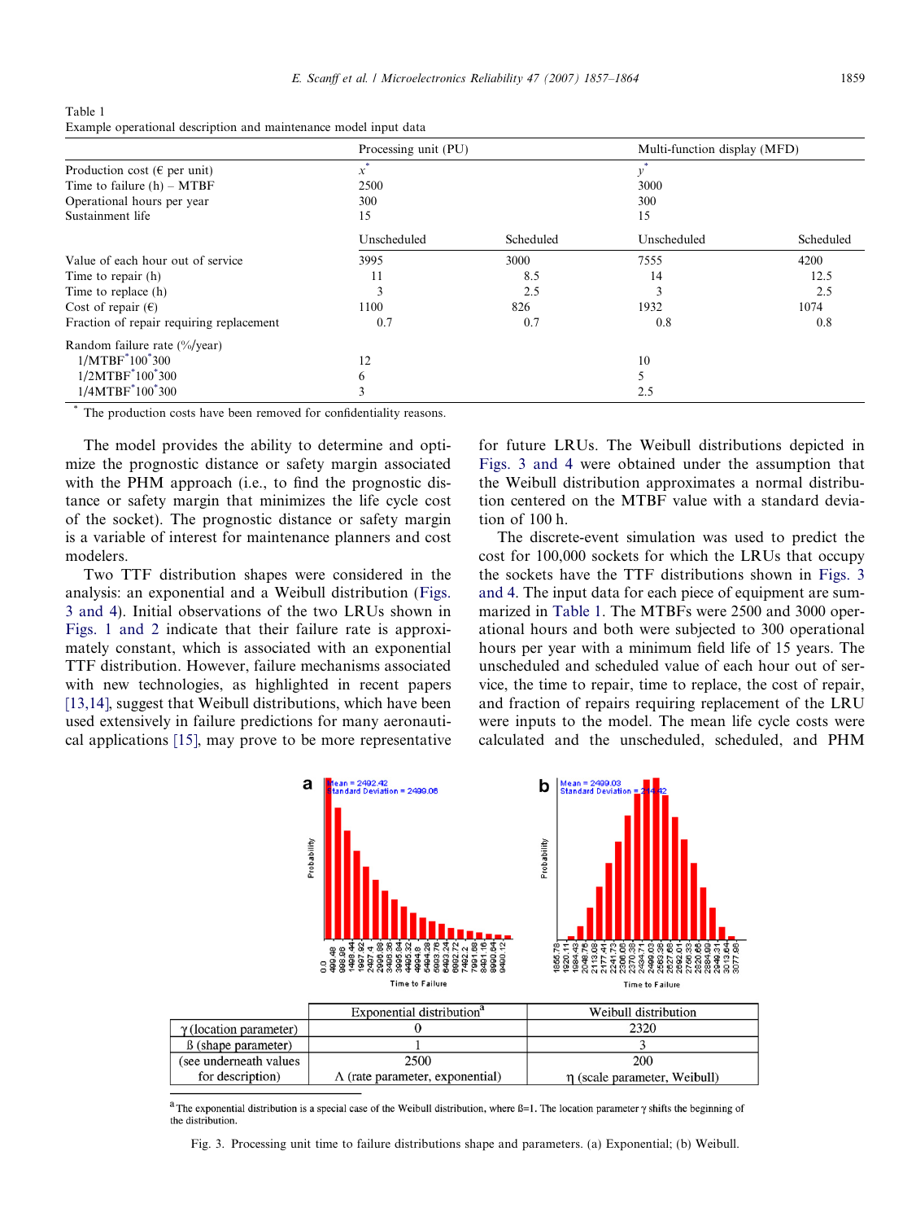Table 1
Example operational description and maintenance model input data

| | Processing unit (PU) | | Multi-function display (MFD) | |
|---|---|---|---|---|
| Production cost (€ per unit) | $x^*$ | | $y^*$ | |
| Time to failure (h) – MTBF | 2500 | | 3000 | |
| Operational hours per year | 300 | | 300 | |
| Sustainment life | 15 | | 15 | |
| | Unscheduled | Scheduled | Unscheduled | Scheduled |
| Value of each hour out of service | 3995 | 3000 | 7555 | 4200 |
| Time to repair (h) | 11 | 8.5 | 14 | 12.5 |
| Time to replace (h) | 3 | 2.5 | 3 | 2.5 |
| Cost of repair (€) | 1100 | 826 | 1932 | 1074 |
| Fraction of repair requiring replacement | 0.7 | 0.7 | 0.8 | 0.8 |
| Random failure rate (%/year) | | | | |
| 1/MTBF*100*300 | 12 | | 10 | |
| 1/2MTBF*100*300 | 6 | | 5 | |
| 1/4MTBF*100*300 | 3 | | 2.5 | |

* The production costs have been removed for confidentiality reasons.

The model provides the ability to determine and optimize the prognostic distance or safety margin associated with the PHM approach (i.e., to find the prognostic distance or safety margin that minimizes the life cycle cost of the socket). The prognostic distance or safety margin is a variable of interest for maintenance planners and cost modelers.

Two TTF distribution shapes were considered in the analysis: an exponential and a Weibull distribution (Figs. 3 and 4). Initial observations of the two LRUs shown in Figs. 1 and 2 indicate that their failure rate is approximately constant, which is associated with an exponential TTF distribution. However, failure mechanisms associated with new technologies, as highlighted in recent papers [13,14], suggest that Weibull distributions, which have been used extensively in failure predictions for many aeronautical applications [15], may prove to be more representative for future LRUs. The Weibull distributions depicted in Figs. 3 and 4 were obtained under the assumption that the Weibull distribution approximates a normal distribution centered on the MTBF value with a standard deviation of 100 h.

The discrete-event simulation was used to predict the cost for 100,000 sockets for which the LRUs that occupy the sockets have the TTF distributions shown in Figs. 3 and 4. The input data for each piece of equipment are summarized in Table 1. The MTBFs were 2500 and 3000 operational hours and both were subjected to 300 operational hours per year with a minimum field life of 15 years. The unscheduled and scheduled value of each hour out of service, the time to repair, time to replace, the cost of repair, and fraction of repairs requiring replacement of the LRU were inputs to the model. The mean life cycle costs were calculated and the unscheduled, scheduled, and PHM

| | Exponential distribution[a] | Weibull distribution |
|---|---|---|
| γ (location parameter) | 0 | 2320 |
| ß (shape parameter) | 1 | 3 |
| (see underneath values for description) | 2500<br>Λ (rate parameter, exponential) | 200<br>η (scale parameter, Weibull) |

[a] The exponential distribution is a special case of the Weibull distribution, where ß=1. The location parameter γ shifts the beginning of the distribution.

Fig. 3. Processing unit time to failure distributions shape and parameters. (a) Exponential; (b) Weibull.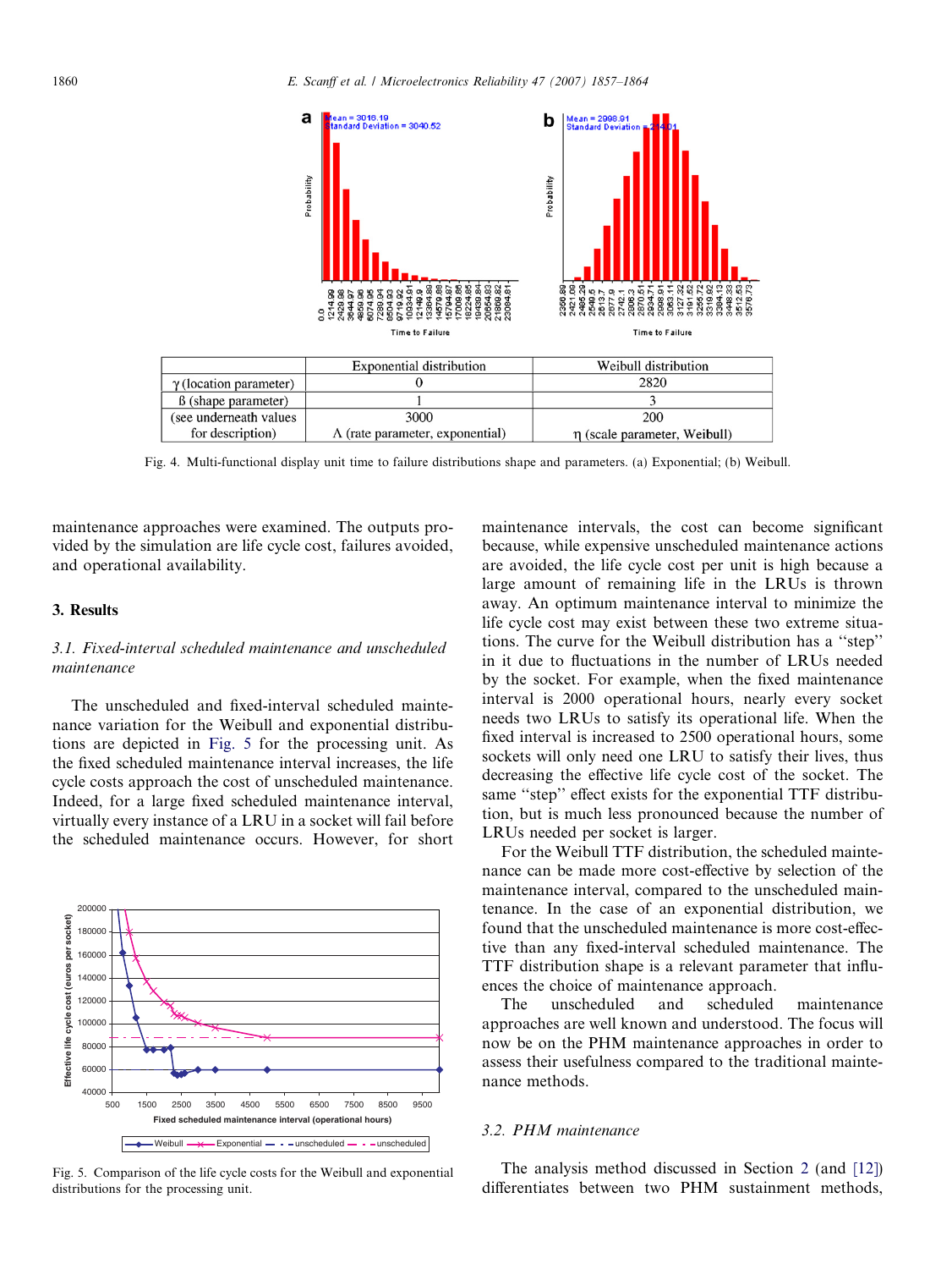| | Exponential distribution | Weibull distribution |
|---|---|---|
| γ (location parameter) | 0 | 2820 |
| ß (shape parameter) | 1 | 3 |
| (see underneath values for description) | 3000<br>Λ (rate parameter, exponential) | 200<br>η (scale parameter, Weibull) |

Fig. 4. Multi-functional display unit time to failure distributions shape and parameters. (a) Exponential; (b) Weibull.

maintenance approaches were examined. The outputs provided by the simulation are life cycle cost, failures avoided, and operational availability.

## 3. Results

### 3.1. Fixed-interval scheduled maintenance and unscheduled maintenance

The unscheduled and fixed-interval scheduled maintenance variation for the Weibull and exponential distributions are depicted in Fig. 5 for the processing unit. As the fixed scheduled maintenance interval increases, the life cycle costs approach the cost of unscheduled maintenance. Indeed, for a large fixed scheduled maintenance interval, virtually every instance of a LRU in a socket will fail before the scheduled maintenance occurs. However, for short maintenance intervals, the cost can become significant because, while expensive unscheduled maintenance actions are avoided, the life cycle cost per unit is high because a large amount of remaining life in the LRUs is thrown away. An optimum maintenance interval to minimize the life cycle cost may exist between these two extreme situations. The curve for the Weibull distribution has a "step" in it due to fluctuations in the number of LRUs needed by the socket. For example, when the fixed maintenance interval is 2000 operational hours, nearly every socket needs two LRUs to satisfy its operational life. When the fixed interval is increased to 2500 operational hours, some sockets will only need one LRU to satisfy their lives, thus decreasing the effective life cycle cost of the socket. The same "step" effect exists for the exponential TTF distribution, but is much less pronounced because the number of LRUs needed per socket is larger.

Fig. 5. Comparison of the life cycle costs for the Weibull and exponential distributions for the processing unit.

For the Weibull TTF distribution, the scheduled maintenance can be made more cost-effective by selection of the maintenance interval, compared to the unscheduled maintenance. In the case of an exponential distribution, we found that the unscheduled maintenance is more cost-effective than any fixed-interval scheduled maintenance. The TTF distribution shape is a relevant parameter that influences the choice of maintenance approach.

The unscheduled and scheduled maintenance approaches are well known and understood. The focus will now be on the PHM maintenance approaches in order to assess their usefulness compared to the traditional maintenance methods.

### 3.2. PHM maintenance

The analysis method discussed in Section 2 (and [12]) differentiates between two PHM sustainment methods,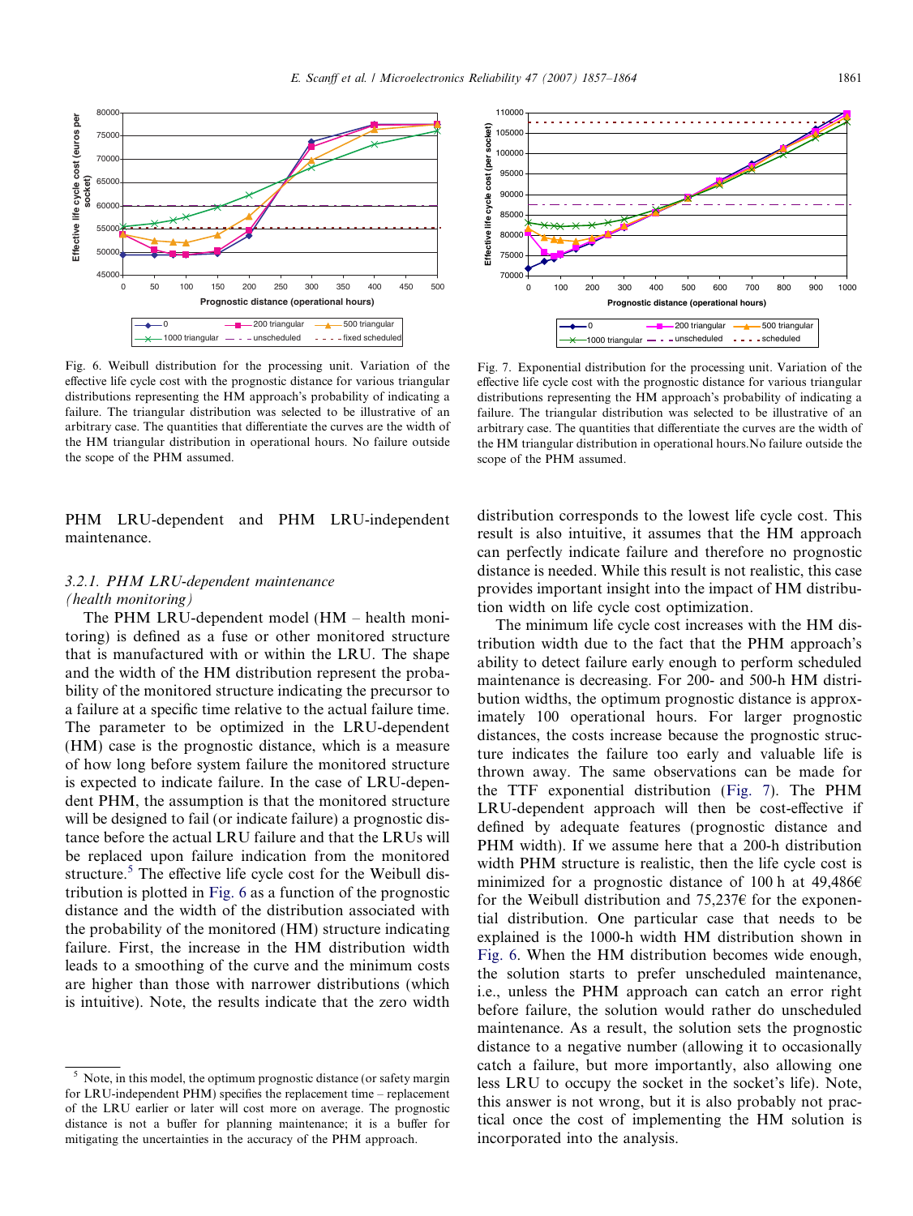Fig. 6. Weibull distribution for the processing unit. Variation of the effective life cycle cost with the prognostic distance for various triangular distributions representing the HM approach's probability of indicating a failure. The triangular distribution was selected to be illustrative of an arbitrary case. The quantities that differentiate the curves are the width of the HM triangular distribution in operational hours. No failure outside the scope of the PHM assumed.

Fig. 7. Exponential distribution for the processing unit. Variation of the effective life cycle cost with the prognostic distance for various triangular distributions representing the HM approach's probability of indicating a failure. The triangular distribution was selected to be illustrative of an arbitrary case. The quantities that differentiate the curves are the width of the HM triangular distribution in operational hours.No failure outside the scope of the PHM assumed.

PHM LRU-dependent and PHM LRU-independent maintenance.

### 3.2.1. PHM LRU-dependent maintenance (health monitoring)

The PHM LRU-dependent model (HM – health monitoring) is defined as a fuse or other monitored structure that is manufactured with or within the LRU. The shape and the width of the HM distribution represent the probability of the monitored structure indicating the precursor to a failure at a specific time relative to the actual failure time. The parameter to be optimized in the LRU-dependent (HM) case is the prognostic distance, which is a measure of how long before system failure the monitored structure is expected to indicate failure. In the case of LRU-dependent PHM, the assumption is that the monitored structure will be designed to fail (or indicate failure) a prognostic distance before the actual LRU failure and that the LRUs will be replaced upon failure indication from the monitored structure.[5] The effective life cycle cost for the Weibull distribution is plotted in Fig. 6 as a function of the prognostic distance and the width of the distribution associated with the probability of the monitored (HM) structure indicating failure. First, the increase in the HM distribution width leads to a smoothing of the curve and the minimum costs are higher than those with narrower distributions (which is intuitive). Note, the results indicate that the zero width distribution corresponds to the lowest life cycle cost. This result is also intuitive, it assumes that the HM approach can perfectly indicate failure and therefore no prognostic distance is needed. While this result is not realistic, this case provides important insight into the impact of HM distribution width on life cycle cost optimization.

The minimum life cycle cost increases with the HM distribution width due to the fact that the PHM approach's ability to detect failure early enough to perform scheduled maintenance is decreasing. For 200- and 500-h HM distribution widths, the optimum prognostic distance is approximately 100 operational hours. For larger prognostic distances, the costs increase because the prognostic structure indicates the failure too early and valuable life is thrown away. The same observations can be made for the TTF exponential distribution (Fig. 7). The PHM LRU-dependent approach will then be cost-effective if defined by adequate features (prognostic distance and PHM width). If we assume here that a 200-h distribution width PHM structure is realistic, then the life cycle cost is minimized for a prognostic distance of 100 h at 49,486€ for the Weibull distribution and 75,237€ for the exponential distribution. One particular case that needs to be explained is the 1000-h width HM distribution shown in Fig. 6. When the HM distribution becomes wide enough, the solution starts to prefer unscheduled maintenance, i.e., unless the PHM approach can catch an error right before failure, the solution would rather do unscheduled maintenance. As a result, the solution sets the prognostic distance to a negative number (allowing it to occasionally catch a failure, but more importantly, also allowing one less LRU to occupy the socket in the socket's life). Note, this answer is not wrong, but it is also probably not practical once the cost of implementing the HM solution is incorporated into the analysis.

---

[5] Note, in this model, the optimum prognostic distance (or safety margin for LRU-independent PHM) specifies the replacement time – replacement of the LRU earlier or later will cost more on average. The prognostic distance is not a buffer for planning maintenance; it is a buffer for mitigating the uncertainties in the accuracy of the PHM approach.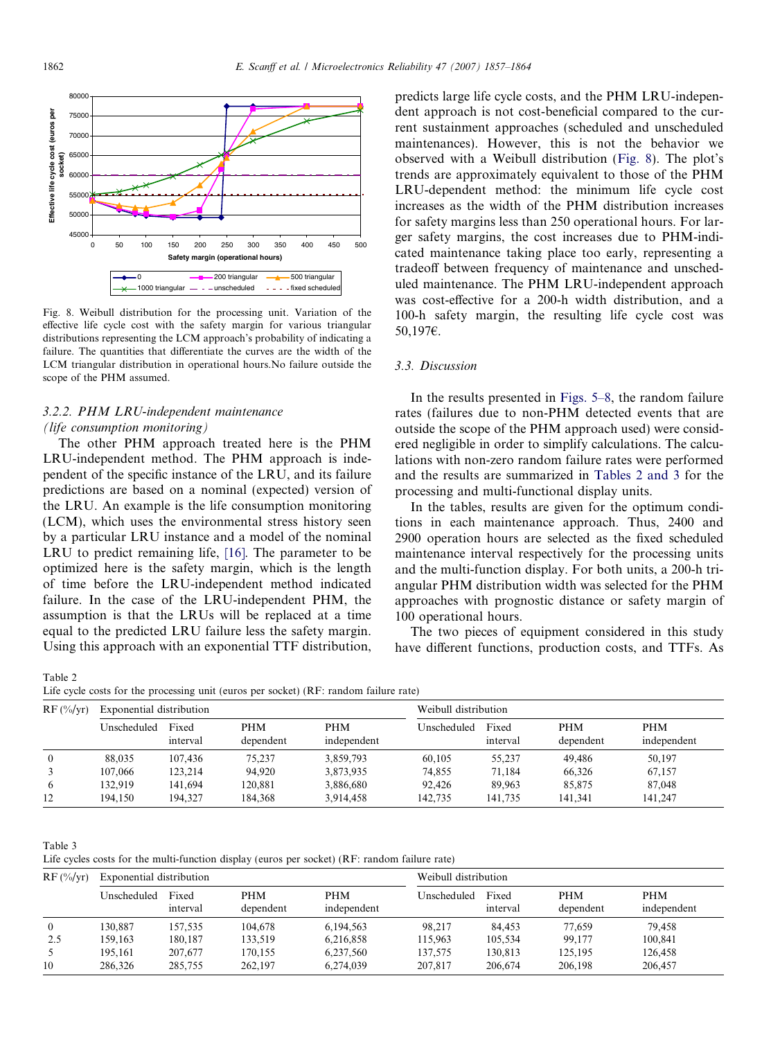Fig. 8. Weibull distribution for the processing unit. Variation of the effective life cycle cost with the safety margin for various triangular distributions representing the LCM approach's probability of indicating a failure. The quantities that differentiate the curves are the width of the LCM triangular distribution in operational hours.No failure outside the scope of the PHM assumed.

### 3.2.2. PHM LRU-independent maintenance (life consumption monitoring)

The other PHM approach treated here is the PHM LRU-independent method. The PHM approach is independent of the specific instance of the LRU, and its failure predictions are based on a nominal (expected) version of the LRU. An example is the life consumption monitoring (LCM), which uses the environmental stress history seen by a particular LRU instance and a model of the nominal LRU to predict remaining life, [16]. The parameter to be optimized here is the safety margin, which is the length of time before the LRU-independent method indicated failure. In the case of the LRU-independent PHM, the assumption is that the LRUs will be replaced at a time equal to the predicted LRU failure less the safety margin. Using this approach with an exponential TTF distribution, predicts large life cycle costs, and the PHM LRU-independent approach is not cost-beneficial compared to the current sustainment approaches (scheduled and unscheduled maintenances). However, this is not the behavior we observed with a Weibull distribution (Fig. 8). The plot's trends are approximately equivalent to those of the PHM LRU-dependent method: the minimum life cycle cost increases as the width of the PHM distribution increases for safety margins less than 250 operational hours. For larger safety margins, the cost increases due to PHM-indicated maintenance taking place too early, representing a tradeoff between frequency of maintenance and unscheduled maintenance. The PHM LRU-independent approach was cost-effective for a 200-h width distribution, and a 100-h safety margin, the resulting life cycle cost was 50,197€.

## 3.3. Discussion

In the results presented in Figs. 5–8, the random failure rates (failures due to non-PHM detected events that are outside the scope of the PHM approach used) were considered negligible in order to simplify calculations. The calculations with non-zero random failure rates were performed and the results are summarized in Tables 2 and 3 for the processing and multi-functional display units.

In the tables, results are given for the optimum conditions in each maintenance approach. Thus, 2400 and 2900 operation hours are selected as the fixed scheduled maintenance interval respectively for the processing units and the multi-function display. For both units, a 200-h triangular PHM distribution width was selected for the PHM approaches with prognostic distance or safety margin of 100 operational hours.

The two pieces of equipment considered in this study have different functions, production costs, and TTFs. As

Table 2
Life cycle costs for the processing unit (euros per socket) (RF: random failure rate)

| RF (%/yr) | Exponential distribution | | | | Weibull distribution | | | |
|---|---|---|---|---|---|---|---|---|
| | Unscheduled | Fixed interval | PHM dependent | PHM independent | Unscheduled | Fixed interval | PHM dependent | PHM independent |
| 0 | 88,035 | 107,436 | 75,237 | 3,859,793 | 60,105 | 55,237 | 49,486 | 50,197 |
| 3 | 107,066 | 123,214 | 94,920 | 3,873,935 | 74,855 | 71,184 | 66,326 | 67,157 |
| 6 | 132,919 | 141,694 | 120,881 | 3,886,680 | 92,426 | 89,963 | 85,875 | 87,048 |
| 12 | 194,150 | 194,327 | 184,368 | 3,914,458 | 142,735 | 141,735 | 141,341 | 141,247 |

Table 3
Life cycles costs for the multi-function display (euros per socket) (RF: random failure rate)

| RF (%/yr) | Exponential distribution | | | | Weibull distribution | | | |
|---|---|---|---|---|---|---|---|---|
| | Unscheduled | Fixed interval | PHM dependent | PHM independent | Unscheduled | Fixed interval | PHM dependent | PHM independent |
| 0 | 130,887 | 157,535 | 104,678 | 6,194,563 | 98,217 | 84,453 | 77,659 | 79,458 |
| 2.5 | 159,163 | 180,187 | 133,519 | 6,216,858 | 115,963 | 105,534 | 99,177 | 100,841 |
| 5 | 195,161 | 207,677 | 170,155 | 6,237,560 | 137,575 | 130,813 | 125,195 | 126,458 |
| 10 | 286,326 | 285,755 | 262,197 | 6,274,039 | 207,817 | 206,674 | 206,198 | 206,457 |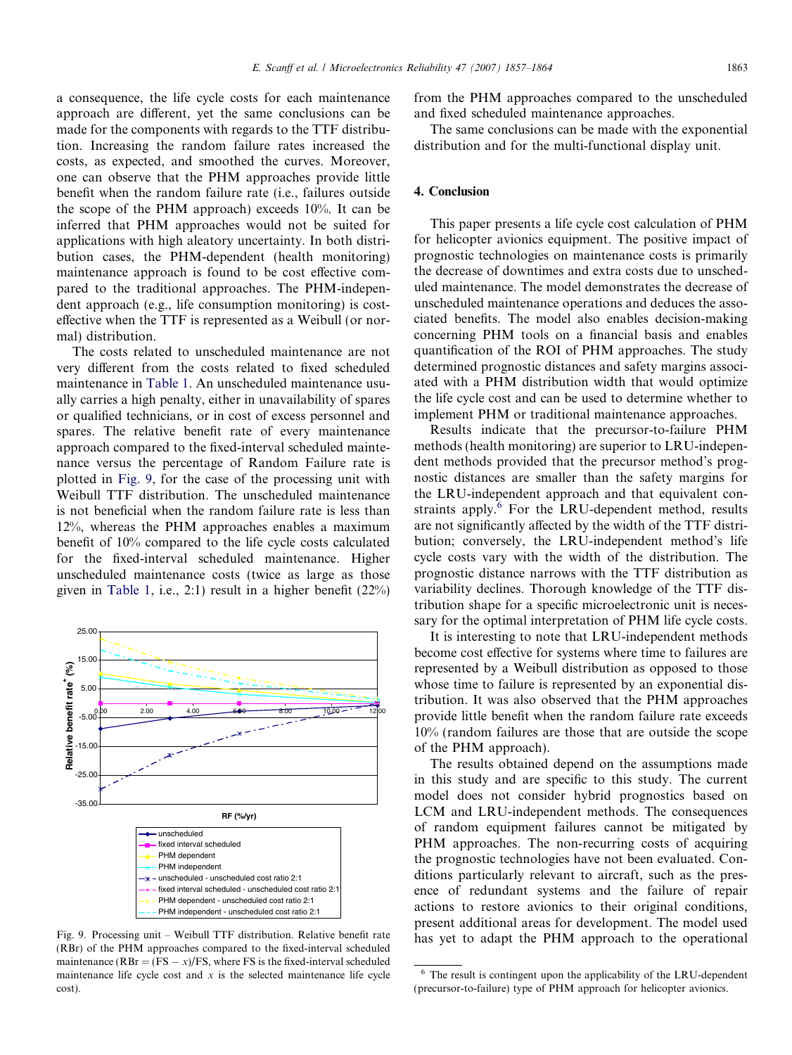a consequence, the life cycle costs for each maintenance approach are different, yet the same conclusions can be made for the components with regards to the TTF distribution. Increasing the random failure rates increased the costs, as expected, and smoothed the curves. Moreover, one can observe that the PHM approaches provide little benefit when the random failure rate (i.e., failures outside the scope of the PHM approach) exceeds 10%. It can be inferred that PHM approaches would not be suited for applications with high aleatory uncertainty. In both distribution cases, the PHM-dependent (health monitoring) maintenance approach is found to be cost effective compared to the traditional approaches. The PHM-independent approach (e.g., life consumption monitoring) is cost-effective when the TTF is represented as a Weibull (or normal) distribution.

The costs related to unscheduled maintenance are not very different from the costs related to fixed scheduled maintenance in Table 1. An unscheduled maintenance usually carries a high penalty, either in unavailability of spares or qualified technicians, or in cost of excess personnel and spares. The relative benefit rate of every maintenance approach compared to the fixed-interval scheduled maintenance versus the percentage of Random Failure rate is plotted in Fig. 9, for the case of the processing unit with Weibull TTF distribution. The unscheduled maintenance is not beneficial when the random failure rate is less than 12%, whereas the PHM approaches enables a maximum benefit of 10% compared to the life cycle costs calculated for the fixed-interval scheduled maintenance. Higher unscheduled maintenance costs (twice as large as those given in Table 1, i.e., 2:1) result in a higher benefit (22%) from the PHM approaches compared to the unscheduled and fixed scheduled maintenance approaches.

Relative benefit rate* (%)

25.00
15.00
5.00
-5.00
-15.00
-25.00
-35.00

0.00
2.00
4.00
6.00
8.00
10.00
12.00

RF (%/yr)

unscheduled
fixed interval scheduled
PHM dependent
PHM independent
unscheduled - unscheduled cost ratio 2:1
fixed interval scheduled - unscheduled cost ratio 2:1
PHM dependent - unscheduled cost ratio 2:1
PHM independent - unscheduled cost ratio 2:1

Fig. 9. Processing unit – Weibull TTF distribution. Relative benefit rate (RBr) of the PHM approaches compared to the fixed-interval scheduled maintenance ($\text{RBr} = (\text{FS} - x)/\text{FS}$, where FS is the fixed-interval scheduled maintenance life cycle cost and $x$ is the selected maintenance life cycle cost).

The same conclusions can be made with the exponential distribution and for the multi-functional display unit.

## 4. Conclusion

This paper presents a life cycle cost calculation of PHM for helicopter avionics equipment. The positive impact of prognostic technologies on maintenance costs is primarily the decrease of downtimes and extra costs due to unscheduled maintenance. The model demonstrates the decrease of unscheduled maintenance operations and deduces the associated benefits. The model also enables decision-making concerning PHM tools on a financial basis and enables quantification of the ROI of PHM approaches. The study determined prognostic distances and safety margins associated with a PHM distribution width that would optimize the life cycle cost and can be used to determine whether to implement PHM or traditional maintenance approaches.

Results indicate that the precursor-to-failure PHM methods (health monitoring) are superior to LRU-independent methods provided that the precursor method's prognostic distances are smaller than the safety margins for the LRU-independent approach and that equivalent constraints apply.[6] For the LRU-dependent method, results are not significantly affected by the width of the TTF distribution; conversely, the LRU-independent method's life cycle costs vary with the width of the distribution. The prognostic distance narrows with the TTF distribution as variability declines. Thorough knowledge of the TTF distribution shape for a specific microelectronic unit is necessary for the optimal interpretation of PHM life cycle costs.

It is interesting to note that LRU-independent methods become cost effective for systems where time to failures are represented by a Weibull distribution as opposed to those whose time to failure is represented by an exponential distribution. It was also observed that the PHM approaches provide little benefit when the random failure rate exceeds 10% (random failures are those that are outside the scope of the PHM approach).

The results obtained depend on the assumptions made in this study and are specific to this study. The current model does not consider hybrid prognostics based on LCM and LRU-independent methods. The consequences of random equipment failures cannot be mitigated by PHM approaches. The non-recurring costs of acquiring the prognostic technologies have not been evaluated. Conditions particularly relevant to aircraft, such as the presence of redundant systems and the failure of repair actions to restore avionics to their original conditions, present additional areas for development. The model used has yet to adapt the PHM approach to the operational

[6] The result is contingent upon the applicability of the LRU-dependent (precursor-to-failure) type of PHM approach for helicopter avionics.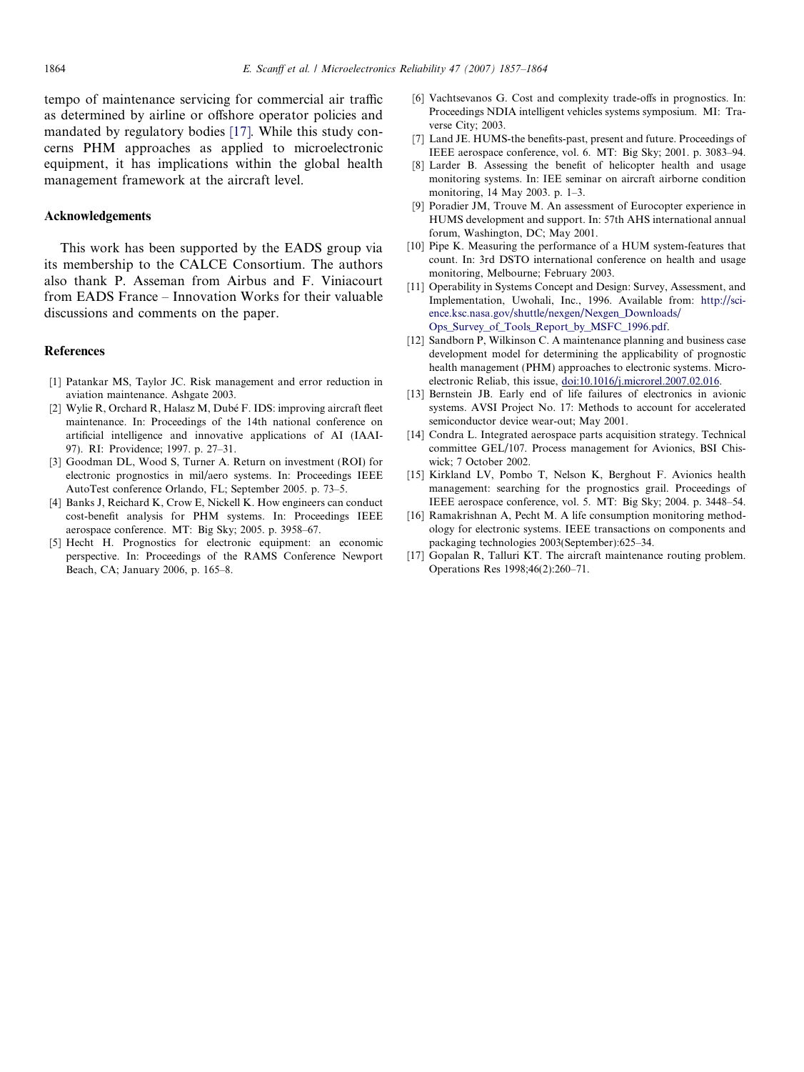tempo of maintenance servicing for commercial air traffic as determined by airline or offshore operator policies and mandated by regulatory bodies [17]. While this study concerns PHM approaches as applied to microelectronic equipment, it has implications within the global health management framework at the aircraft level.

## Acknowledgements

This work has been supported by the EADS group via its membership to the CALCE Consortium. The authors also thank P. Asseman from Airbus and F. Viniacourt from EADS France – Innovation Works for their valuable discussions and comments on the paper.

## References

[1] Patankar MS, Taylor JC. Risk management and error reduction in aviation maintenance. Ashgate 2003.

[2] Wylie R, Orchard R, Halasz M, Dubé F. IDS: improving aircraft fleet maintenance. In: Proceedings of the 14th national conference on artificial intelligence and innovative applications of AI (IAAI-97). RI: Providence; 1997. p. 27–31.

[3] Goodman DL, Wood S, Turner A. Return on investment (ROI) for electronic prognostics in mil/aero systems. In: Proceedings IEEE AutoTest conference Orlando, FL; September 2005. p. 73–5.

[4] Banks J, Reichard K, Crow E, Nickell K. How engineers can conduct cost-benefit analysis for PHM systems. In: Proceedings IEEE aerospace conference. MT: Big Sky; 2005. p. 3958–67.

[5] Hecht H. Prognostics for electronic equipment: an economic perspective. In: Proceedings of the RAMS Conference Newport Beach, CA; January 2006, p. 165–8.

[6] Vachtsevanos G. Cost and complexity trade-offs in prognostics. In: Proceedings NDIA intelligent vehicles systems symposium. MI: Traverse City; 2003.

[7] Land JE. HUMS-the benefits-past, present and future. Proceedings of IEEE aerospace conference, vol. 6. MT: Big Sky; 2001. p. 3083–94.

[8] Larder B. Assessing the benefit of helicopter health and usage monitoring systems. In: IEE seminar on aircraft airborne condition monitoring, 14 May 2003. p. 1–3.

[9] Poradier JM, Trouve M. An assessment of Eurocopter experience in HUMS development and support. In: 57th AHS international annual forum, Washington, DC; May 2001.

[10] Pipe K. Measuring the performance of a HUM system-features that count. In: 3rd DSTO international conference on health and usage monitoring, Melbourne; February 2003.

[11] Operability in Systems Concept and Design: Survey, Assessment, and Implementation, Uwohali, Inc., 1996. Available from: http://science.ksc.nasa.gov/shuttle/nexgen/Nexgen_Downloads/Ops_Survey_of_Tools_Report_by_MSFC_1996.pdf.

[12] Sandborn P, Wilkinson C. A maintenance planning and business case development model for determining the applicability of prognostic health management (PHM) approaches to electronic systems. Microelectronic Reliab, this issue, doi:10.1016/j.microrel.2007.02.016.

[13] Bernstein JB. Early end of life failures of electronics in avionic systems. AVSI Project No. 17: Methods to account for accelerated semiconductor device wear-out; May 2001.

[14] Condra L. Integrated aerospace parts acquisition strategy. Technical committee GEL/107. Process management for Avionics, BSI Chiswick; 7 October 2002.

[15] Kirkland LV, Pombo T, Nelson K, Berghout F. Avionics health management: searching for the prognostics grail. Proceedings of IEEE aerospace conference, vol. 5. MT: Big Sky; 2004. p. 3448–54.

[16] Ramakrishnan A, Pecht M. A life consumption monitoring methodology for electronic systems. IEEE transactions on components and packaging technologies 2003(September):625–34.

[17] Gopalan R, Talluri KT. The aircraft maintenance routing problem. Operations Res 1998;46(2):260–71.